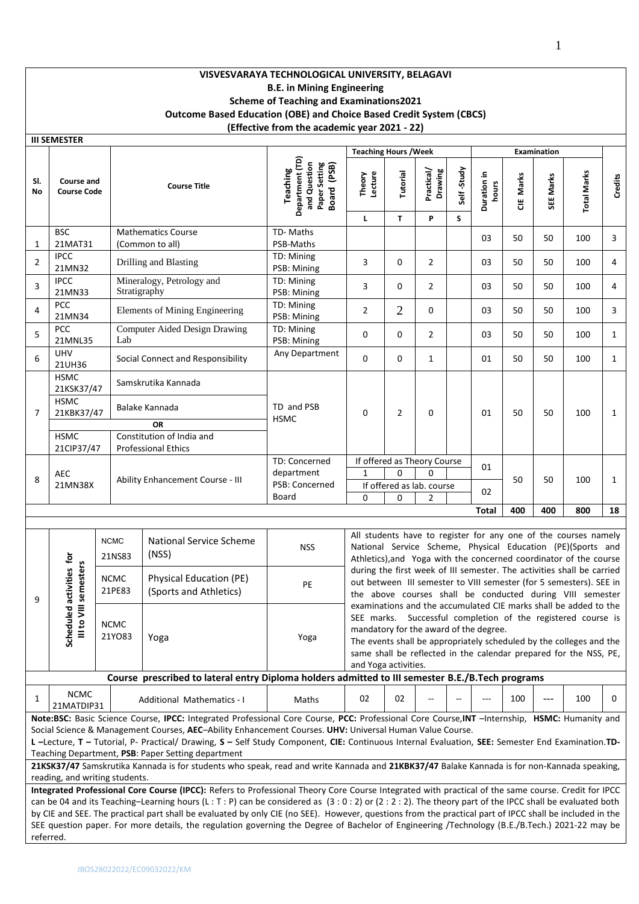# VISVESVARAYA TECHNOLOGICAL UNIVERSITY, BELAGAVI

## B.E. in Mining Engineering

### Scheme of Teaching and Examinations2021

### Outcome Based Education (OBE) and Choice Based Credit System (CBCS)

### (Effective from the academic year 2021 - 22)

**III SEMESTER**

| Sl. No | Course and Course Code | Course Title | Teaching Department (TD) and Question Paper Setting Board (PSB) | Teaching Hours /Week | | | | Examination | | | | Credits |
|---|---|---|---|---|---|---|---|---|---|---|---|---|
| | | | | Theory Lecture | Tutorial | Practical/ Drawing | Self -Study | Duration in hours | CIE Marks | SEE Marks | Total Marks | |
| | | | | L | T | P | S | | | | | |
| 1 | BSC 21MAT31 | Mathematics Course (Common to all) | TD- Maths PSB-Maths | | | | | 03 | 50 | 50 | 100 | 3 |
| 2 | IPCC 21MN32 | Drilling and Blasting | TD: Mining PSB: Mining | 3 | 0 | 2 | | 03 | 50 | 50 | 100 | 4 |
| 3 | IPCC 21MN33 | Mineralogy, Petrology and Stratigraphy | TD: Mining PSB: Mining | 3 | 0 | 2 | | 03 | 50 | 50 | 100 | 4 |
| 4 | PCC 21MN34 | Elements of Mining Engineering | TD: Mining PSB: Mining | 2 | 2 | 0 | | 03 | 50 | 50 | 100 | 3 |
| 5 | PCC 21MNL35 | Computer Aided Design Drawing Lab | TD: Mining PSB: Mining | 0 | 0 | 2 | | 03 | 50 | 50 | 100 | 1 |
| 6 | UHV 21UH36 | Social Connect and Responsibility | Any Department | 0 | 0 | 1 | | 01 | 50 | 50 | 100 | 1 |
| 7 | HSMC 21KSK37/47 | Samskrutika Kannada | TD and PSB HSMC | 0 | 2 | 0 | | 01 | 50 | 50 | 100 | 1 |
| | HSMC 21KBK37/47 | Balake Kannada | | | | | | | | | | |
| | | OR | | | | | | | | | | |
| | HSMC 21CIP37/47 | Constitution of India and Professional Ethics | | | | | | | | | | |
| 8 | AEC 21MN38X | Ability Enhancement Course - III | TD: Concerned department PSB: Concerned Board | If offered as Theory Course | | | | 01 | 50 | 50 | 100 | 1 |
| | | | | 1 | 0 | 0 | | | | | | |
| | | | | If offered as lab. course | | | | 02 | | | | |
| | | | | 0 | 0 | 2 | | | | | | |
| | | | | | | | | **Total** | **400** | **400** | **800** | **18** |

| 9 | Scheduled activities for III to VIII semesters | | | |
|---|---|---|---|---|
| | NCMC 21NS83 | National Service Scheme (NSS) | NSS | All students have to register for any one of the courses namely National Service Scheme, Physical Education (PE)(Sports and Athletics),and Yoga with the concerned coordinator of the course during the first week of III semester. The activities shall be carried out between III semester to VIII semester (for 5 semesters). SEE in the above courses shall be conducted during VIII semester examinations and the accumulated CIE marks shall be added to the SEE marks. Successful completion of the registered course is mandatory for the award of the degree. The events shall be appropriately scheduled by the colleges and the same shall be reflected in the calendar prepared for the NSS, PE, and Yoga activities. |
| | NCMC 21PE83 | Physical Education (PE) (Sports and Athletics) | PE | |
| | NCMC 21YO83 | Yoga | Yoga | |

**Course prescribed to lateral entry Diploma holders admitted to III semester B.E./B.Tech programs**

| Sl. No | Course Code | Course Title | TD | L | T | P | S | Duration | CIE Marks | SEE Marks | Total Marks | Credits |
|---|---|---|---|---|---|---|---|---|---|---|---|---|
| 1 | NCMC 21MATDIP31 | Additional Mathematics - I | Maths | 02 | 02 | -- | -- | --- | 100 | --- | 100 | 0 |

**Note:BSC:** Basic Science Course, **IPCC:** Integrated Professional Core Course, **PCC:** Professional Core Course,**INT** –Internship, **HSMC:** Humanity and Social Science & Management Courses, **AEC**–Ability Enhancement Courses. **UHV:** Universal Human Value Course.

**L** –Lecture, **T** – Tutorial, P- Practical/ Drawing, **S** – Self Study Component, **CIE:** Continuous Internal Evaluation, **SEE:** Semester End Examination.**TD-** Teaching Department, **PSB**: Paper Setting department

**21KSK37/47** Samskrutika Kannada is for students who speak, read and write Kannada and **21KBK37/47** Balake Kannada is for non-Kannada speaking, reading, and writing students.

**Integrated Professional Core Course (IPCC):** Refers to Professional Theory Core Course Integrated with practical of the same course. Credit for IPCC can be 04 and its Teaching–Learning hours (L : T : P) can be considered as (3 : 0 : 2) or (2 : 2 : 2). The theory part of the IPCC shall be evaluated both by CIE and SEE. The practical part shall be evaluated by only CIE (no SEE). However, questions from the practical part of IPCC shall be included in the SEE question paper. For more details, the regulation governing the Degree of Bachelor of Engineering /Technology (B.E./B.Tech.) 2021-22 may be referred.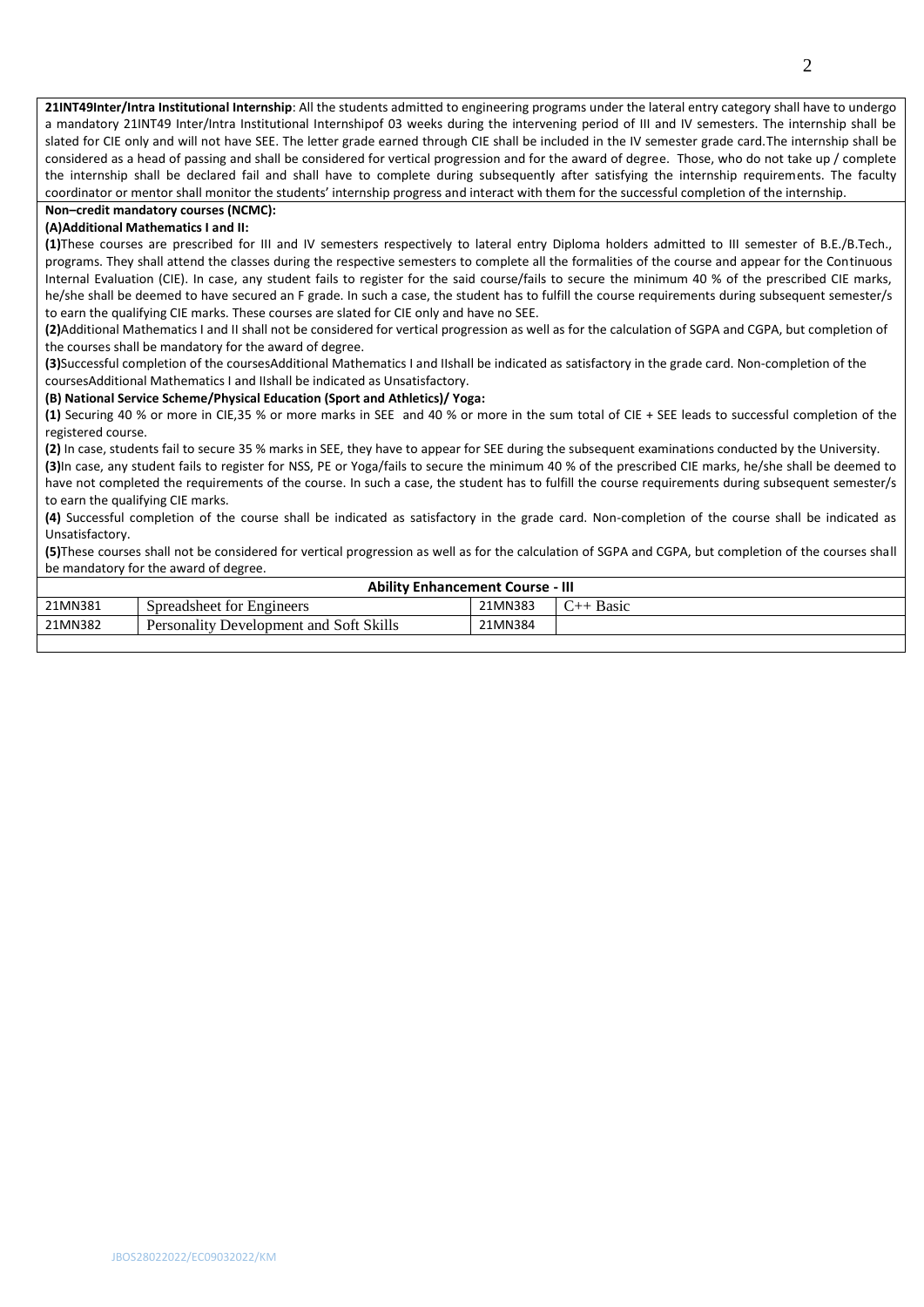**21INT49Inter/Intra Institutional Internship**: All the students admitted to engineering programs under the lateral entry category shall have to undergo a mandatory 21INT49 Inter/Intra Institutional Internshipof 03 weeks during the intervening period of III and IV semesters. The internship shall be slated for CIE only and will not have SEE. The letter grade earned through CIE shall be included in the IV semester grade card.The internship shall be considered as a head of passing and shall be considered for vertical progression and for the award of degree. Those, who do not take up / complete the internship shall be declared fail and shall have to complete during subsequently after satisfying the internship requirements. The faculty coordinator or mentor shall monitor the students' internship progress and interact with them for the successful completion of the internship.

**Non–credit mandatory courses (NCMC):**

**(A)Additional Mathematics I and II:**

**(1)**These courses are prescribed for III and IV semesters respectively to lateral entry Diploma holders admitted to III semester of B.E./B.Tech., programs. They shall attend the classes during the respective semesters to complete all the formalities of the course and appear for the Continuous Internal Evaluation (CIE). In case, any student fails to register for the said course/fails to secure the minimum 40 % of the prescribed CIE marks, he/she shall be deemed to have secured an F grade. In such a case, the student has to fulfill the course requirements during subsequent semester/s to earn the qualifying CIE marks. These courses are slated for CIE only and have no SEE.

**(2)**Additional Mathematics I and II shall not be considered for vertical progression as well as for the calculation of SGPA and CGPA, but completion of the courses shall be mandatory for the award of degree.

**(3)**Successful completion of the coursesAdditional Mathematics I and IIshall be indicated as satisfactory in the grade card. Non-completion of the coursesAdditional Mathematics I and IIshall be indicated as Unsatisfactory.

**(B) National Service Scheme/Physical Education (Sport and Athletics)/ Yoga:**

**(1)** Securing 40 % or more in CIE,35 % or more marks in SEE and 40 % or more in the sum total of CIE + SEE leads to successful completion of the registered course.

**(2)** In case, students fail to secure 35 % marks in SEE, they have to appear for SEE during the subsequent examinations conducted by the University.

**(3)**In case, any student fails to register for NSS, PE or Yoga/fails to secure the minimum 40 % of the prescribed CIE marks, he/she shall be deemed to have not completed the requirements of the course. In such a case, the student has to fulfill the course requirements during subsequent semester/s to earn the qualifying CIE marks.

**(4)** Successful completion of the course shall be indicated as satisfactory in the grade card. Non-completion of the course shall be indicated as Unsatisfactory.

**(5)**These courses shall not be considered for vertical progression as well as for the calculation of SGPA and CGPA, but completion of the courses shall be mandatory for the award of degree.

| **Ability Enhancement Course - III** | | | |
|---|---|---|---|
| 21MN381 | Spreadsheet for Engineers | 21MN383 | C++ Basic |
| 21MN382 | Personality Development and Soft Skills | 21MN384 | |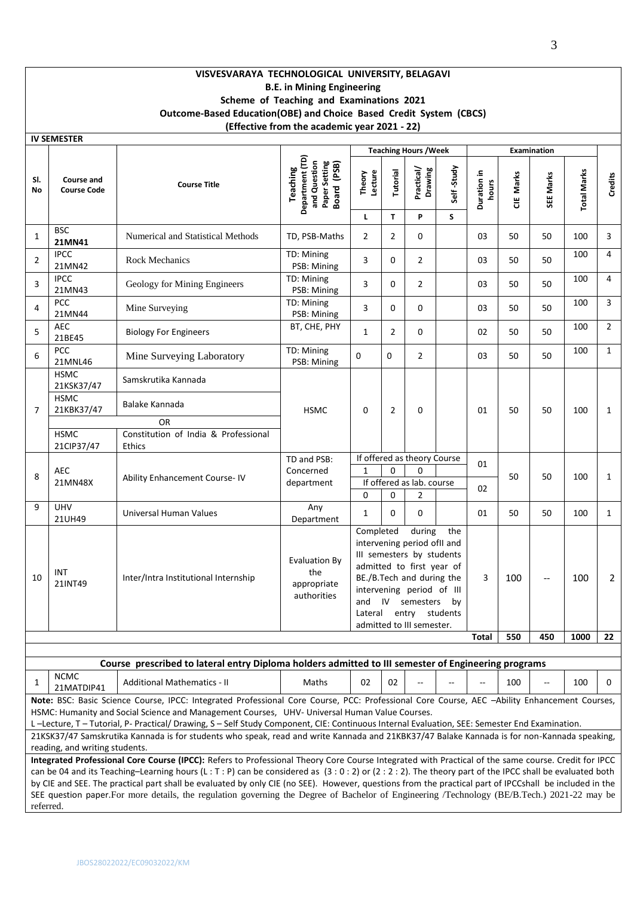**VISVESVARAYA TECHNOLOGICAL UNIVERSITY, BELAGAVI**
**B.E. in Mining Engineering**
**Scheme of Teaching and Examinations 2021**
**Outcome-Based Education(OBE) and Choice Based Credit System (CBCS)**
**(Effective from the academic year 2021 - 22)**

**IV SEMESTER**

| Sl. No | Course and Course Code | | Course Title | Teaching Department (TD) and Question Paper Setting Board (PSB) | Teaching Hours /Week | | | | Examination | | | | Credits |
|---|---|---|---|---|---|---|---|---|---|---|---|---|---|
| | | | | | Theory Lecture | Tutorial | Practical/ Drawing | Self -Study | Duration in hours | CIE Marks | SEE Marks | Total Marks | |
| | | | | | L | T | P | S | | | | | |
| 1 | BSC | 21MN41 | Numerical and Statistical Methods | TD, PSB-Maths | 2 | 2 | 0 | | 03 | 50 | 50 | 100 | 3 |
| 2 | IPCC | 21MN42 | Rock Mechanics | TD: Mining PSB: Mining | 3 | 0 | 2 | | 03 | 50 | 50 | 100 | 4 |
| 3 | IPCC | 21MN43 | Geology for Mining Engineers | TD: Mining PSB: Mining | 3 | 0 | 2 | | 03 | 50 | 50 | 100 | 4 |
| 4 | PCC | 21MN44 | Mine Surveying | TD: Mining PSB: Mining | 3 | 0 | 0 | | 03 | 50 | 50 | 100 | 3 |
| 5 | AEC | 21BE45 | Biology For Engineers | BT, CHE, PHY | 1 | 2 | 0 | | 02 | 50 | 50 | 100 | 2 |
| 6 | PCC | 21MNL46 | Mine Surveying Laboratory | TD: Mining PSB: Mining | 0 | 0 | 2 | | 03 | 50 | 50 | 100 | 1 |
| 7 | HSMC | 21KSK37/47 | Samskrutika Kannada | HSMC | 0 | 2 | 0 | | 01 | 50 | 50 | 100 | 1 |
| | HSMC | 21KBK37/47 | Balake Kannada | | | | | | | | | | |
| | OR | | | | | | | | | | | | |
| | HSMC | 21CIP37/47 | Constitution of India & Professional Ethics | | | | | | | | | | |
| 8 | AEC | 21MN48X | Ability Enhancement Course- IV | TD and PSB: Concerned department | If offered as theory Course | | | | | 50 | 50 | 100 | 1 |
| | | | | | 1 | 0 | 0 | | 01 | | | | |
| | | | | | If offered as lab. course | | | | | | | | |
| | | | | | 0 | 0 | 2 | | 02 | | | | |
| 9 | UHV | 21UH49 | Universal Human Values | Any Department | 1 | 0 | 0 | | 01 | 50 | 50 | 100 | 1 |
| 10 | INT | 21INT49 | Inter/Intra Institutional Internship | Evaluation By the appropriate authorities | Completed during the intervening period ofII and III semesters by students admitted to first year of BE./B.Tech and during the intervening period of III and IV semesters by Lateral entry students admitted to III semester. | | | | 3 | 100 | -- | 100 | 2 |
| | | | | | | | | | **Total** | **550** | **450** | **1000** | **22** |

**Course prescribed to lateral entry Diploma holders admitted to III semester of Engineering programs**

| Sl. No | Course and Course Code | | Course Title | TD/PSB | L | T | P | S | Duration in hours | CIE Marks | SEE Marks | Total Marks | Credits |
|---|---|---|---|---|---|---|---|---|---|---|---|---|---|
| 1 | NCMC | 21MATDIP41 | Additional Mathematics - II | Maths | 02 | 02 | -- | -- | -- | 100 | -- | 100 | 0 |

**Note:** BSC: Basic Science Course, IPCC: Integrated Professional Core Course, PCC: Professional Core Course, AEC –Ability Enhancement Courses, HSMC: Humanity and Social Science and Management Courses, UHV- Universal Human Value Courses.
L –Lecture, T – Tutorial, P- Practical/ Drawing, S – Self Study Component, CIE: Continuous Internal Evaluation, SEE: Semester End Examination.

21KSK37/47 Samskrutika Kannada is for students who speak, read and write Kannada and 21KBK37/47 Balake Kannada is for non-Kannada speaking, reading, and writing students.

**Integrated Professional Core Course (IPCC):** Refers to Professional Theory Core Course Integrated with Practical of the same course. Credit for IPCC can be 04 and its Teaching–Learning hours (L : T : P) can be considered as (3 : 0 : 2) or (2 : 2 : 2). The theory part of the IPCC shall be evaluated both by CIE and SEE. The practical part shall be evaluated by only CIE (no SEE). However, questions from the practical part of IPCCshall be included in the SEE question paper.For more details, the regulation governing the Degree of Bachelor of Engineering /Technology (BE/B.Tech.) 2021-22 may be referred.

JBOS28022022/EC09032022/KM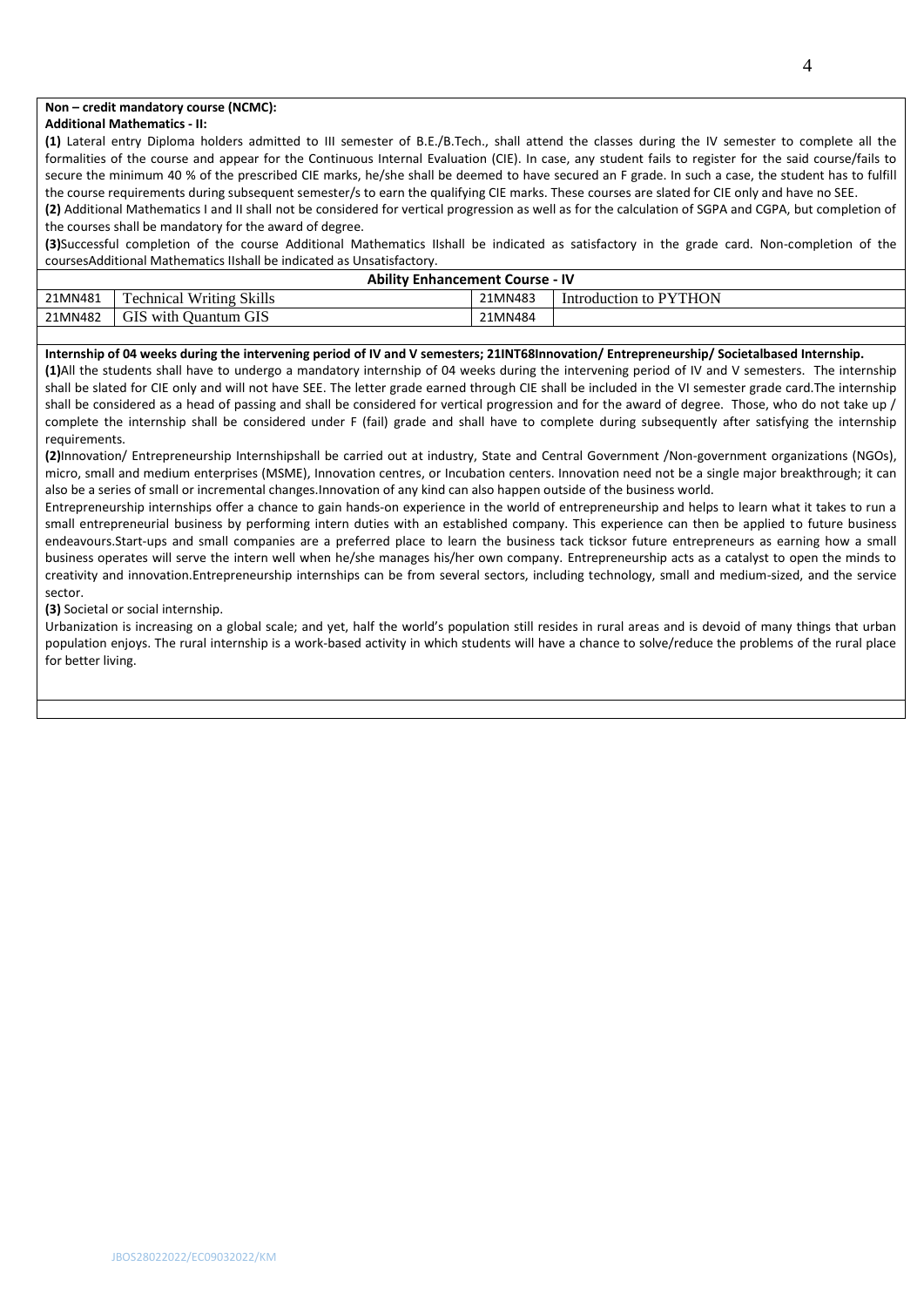**Non – credit mandatory course (NCMC):**

**Additional Mathematics - II:**

**(1)** Lateral entry Diploma holders admitted to III semester of B.E./B.Tech., shall attend the classes during the IV semester to complete all the formalities of the course and appear for the Continuous Internal Evaluation (CIE). In case, any student fails to register for the said course/fails to secure the minimum 40 % of the prescribed CIE marks, he/she shall be deemed to have secured an F grade. In such a case, the student has to fulfill the course requirements during subsequent semester/s to earn the qualifying CIE marks. These courses are slated for CIE only and have no SEE.

**(2)** Additional Mathematics I and II shall not be considered for vertical progression as well as for the calculation of SGPA and CGPA, but completion of the courses shall be mandatory for the award of degree.

**(3)**Successful completion of the course Additional Mathematics IIshall be indicated as satisfactory in the grade card. Non-completion of the coursesAdditional Mathematics IIshall be indicated as Unsatisfactory.

| **Ability Enhancement Course - IV** | | | |
|---|---|---|---|
| 21MN481 | Technical Writing Skills | 21MN483 | Introduction to PYTHON |
| 21MN482 | GIS with Quantum GIS | 21MN484 | |

**Internship of 04 weeks during the intervening period of IV and V semesters; 21INT68Innovation/ Entrepreneurship/ Societalbased Internship.**

**(1)**All the students shall have to undergo a mandatory internship of 04 weeks during the intervening period of IV and V semesters. The internship shall be slated for CIE only and will not have SEE. The letter grade earned through CIE shall be included in the VI semester grade card.The internship shall be considered as a head of passing and shall be considered for vertical progression and for the award of degree. Those, who do not take up / complete the internship shall be considered under F (fail) grade and shall have to complete during subsequently after satisfying the internship requirements.

**(2)**Innovation/ Entrepreneurship Internshipshall be carried out at industry, State and Central Government /Non-government organizations (NGOs), micro, small and medium enterprises (MSME), Innovation centres, or Incubation centers. Innovation need not be a single major breakthrough; it can also be a series of small or incremental changes.Innovation of any kind can also happen outside of the business world.

Entrepreneurship internships offer a chance to gain hands-on experience in the world of entrepreneurship and helps to learn what it takes to run a small entrepreneurial business by performing intern duties with an established company. This experience can then be applied to future business endeavours.Start-ups and small companies are a preferred place to learn the business tack ticksor future entrepreneurs as earning how a small business operates will serve the intern well when he/she manages his/her own company. Entrepreneurship acts as a catalyst to open the minds to creativity and innovation.Entrepreneurship internships can be from several sectors, including technology, small and medium-sized, and the service sector.

**(3)** Societal or social internship.

Urbanization is increasing on a global scale; and yet, half the world's population still resides in rural areas and is devoid of many things that urban population enjoys. The rural internship is a work-based activity in which students will have a chance to solve/reduce the problems of the rural place for better living.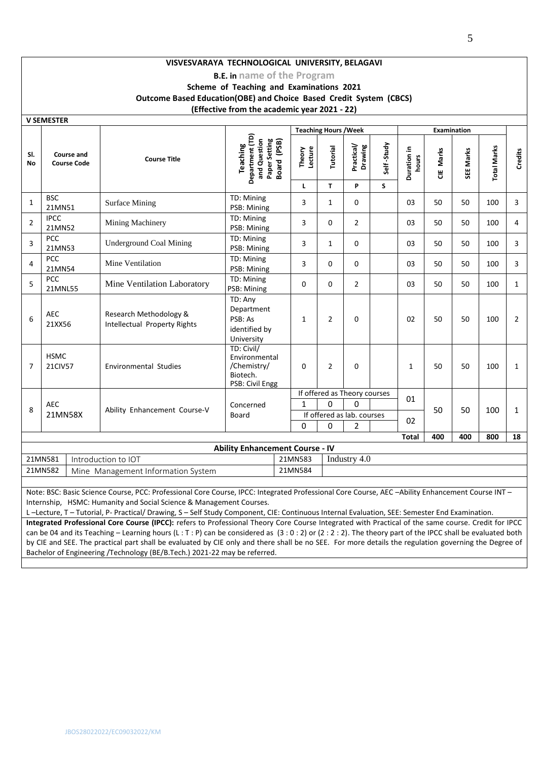**VISVESVARAYA TECHNOLOGICAL UNIVERSITY, BELAGAVI**

**B.E. in name of the Program**

**Scheme of Teaching and Examinations 2021**

**Outcome Based Education(OBE) and Choice Based Credit System (CBCS)**

**(Effective from the academic year 2021 - 22)**

**V SEMESTER**

| Sl. No | Course and Course Code | | Course Title | Teaching Department (TD) and Question Paper Setting Board (PSB) | Teaching Hours /Week | | | | Examination | | | | Credits |
|---|---|---|---|---|---|---|---|---|---|---|---|---|---|
| | | | | | Theory Lecture | Tutorial | Practical/ Drawing | Self -Study | Duration in hours | CIE Marks | SEE Marks | Total Marks | |
| | | | | | L | T | P | S | | | | | |
| 1 | BSC | 21MN51 | Surface Mining | TD: Mining PSB: Mining | 3 | 1 | 0 | | 03 | 50 | 50 | 100 | 3 |
| 2 | IPCC | 21MN52 | Mining Machinery | TD: Mining PSB: Mining | 3 | 0 | 2 | | 03 | 50 | 50 | 100 | 4 |
| 3 | PCC | 21MN53 | Underground Coal Mining | TD: Mining PSB: Mining | 3 | 1 | 0 | | 03 | 50 | 50 | 100 | 3 |
| 4 | PCC | 21MN54 | Mine Ventilation | TD: Mining PSB: Mining | 3 | 0 | 0 | | 03 | 50 | 50 | 100 | 3 |
| 5 | PCC | 21MNL55 | Mine Ventilation Laboratory | TD: Mining PSB: Mining | 0 | 0 | 2 | | 03 | 50 | 50 | 100 | 1 |
| 6 | AEC | 21XX56 | Research Methodology & Intellectual Property Rights | TD: Any Department PSB: As identified by University | 1 | 2 | 0 | | 02 | 50 | 50 | 100 | 2 |
| 7 | HSMC | 21CIV57 | Environmental Studies | TD: Civil/ Environmental /Chemistry/ Biotech. PSB: Civil Engg | 0 | 2 | 0 | | 1 | 50 | 50 | 100 | 1 |
| 8 | AEC | 21MN58X | Ability Enhancement Course-V | Concerned Board | If offered as Theory courses | | | | 01 | 50 | 50 | 100 | 1 |
| | | | | | 1 | 0 | 0 | | | | | | |
| | | | | | If offered as lab. courses | | | | 02 | | | | |
| | | | | | 0 | 0 | 2 | | | | | | |
| | | | | | | | | | **Total** | **400** | **400** | **800** | **18** |

**Ability Enhancement Course - IV**

| Code | Course | Code | Course |
|---|---|---|---|
| 21MN581 | Introduction to IOT | 21MN583 | Industry 4.0 |
| 21MN582 | Mine Management Information System | 21MN584 | |

Note: BSC: Basic Science Course, PCC: Professional Core Course, IPCC: Integrated Professional Core Course, AEC –Ability Enhancement Course INT – Internship, HSMC: Humanity and Social Science & Management Courses.

L –Lecture, T – Tutorial, P- Practical/ Drawing, S – Self Study Component, CIE: Continuous Internal Evaluation, SEE: Semester End Examination.

**Integrated Professional Core Course (IPCC):** refers to Professional Theory Core Course Integrated with Practical of the same course. Credit for IPCC can be 04 and its Teaching – Learning hours (L : T : P) can be considered as (3 : 0 : 2) or (2 : 2 : 2). The theory part of the IPCC shall be evaluated both by CIE and SEE. The practical part shall be evaluated by CIE only and there shall be no SEE. For more details the regulation governing the Degree of Bachelor of Engineering /Technology (BE/B.Tech.) 2021-22 may be referred.

JBOS28022022/EC09032022/KM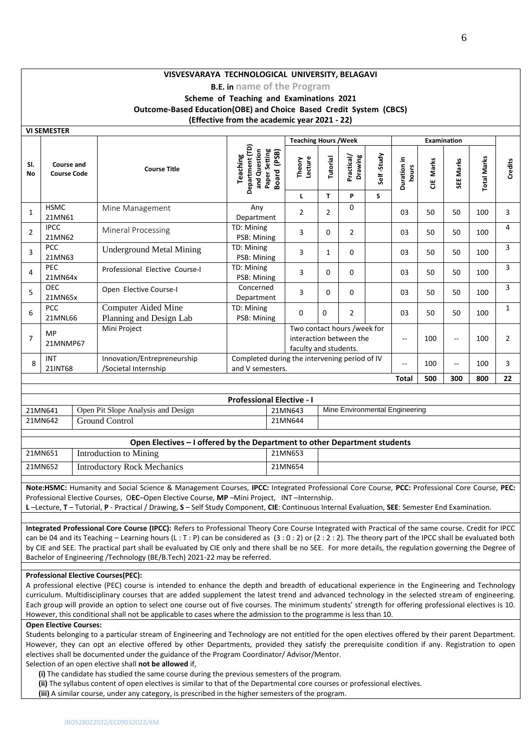**VISVESVARAYA TECHNOLOGICAL UNIVERSITY, BELAGAVI**

**B.E. in name of the Program**

**Scheme of Teaching and Examinations 2021**

**Outcome-Based Education(OBE) and Choice Based Credit System (CBCS)**

**(Effective from the academic year 2021 - 22)**

**VI SEMESTER**

| Sl. No | Course and Course Code | | Course Title | Teaching Department (TD) and Question Paper Setting Board (PSB) | Teaching Hours /Week | | | | Examination | | | | Credits |
|---|---|---|---|---|---|---|---|---|---|---|---|---|---|
| | | | | | Theory Lecture | Tutorial | Practical/ Drawing | Self -Study | Duration in hours | CIE Marks | SEE Marks | Total Marks | |
| | | | | | L | T | P | S | | | | | |
| 1 | HSMC | 21MN61 | Mine Management | Any Department | 2 | 2 | 0 | | 03 | 50 | 50 | 100 | 3 |
| 2 | IPCC | 21MN62 | Mineral Processing | TD: Mining PSB: Mining | 3 | 0 | 2 | | 03 | 50 | 50 | 100 | 4 |
| 3 | PCC | 21MN63 | Underground Metal Mining | TD: Mining PSB: Mining | 3 | 1 | 0 | | 03 | 50 | 50 | 100 | 3 |
| 4 | PEC | 21MN64x | Professional Elective Course-I | TD: Mining PSB: Mining | 3 | 0 | 0 | | 03 | 50 | 50 | 100 | 3 |
| 5 | OEC | 21MN65x | Open Elective Course-I | Concerned Department | 3 | 0 | 0 | | 03 | 50 | 50 | 100 | 3 |
| 6 | PCC | 21MNL66 | Computer Aided Mine Planning and Design Lab | TD: Mining PSB: Mining | 0 | 0 | 2 | | 03 | 50 | 50 | 100 | 1 |
| 7 | MP | 21MNMP67 | Mini Project | | Two contact hours /week for interaction between the faculty and students. | | | | -- | 100 | -- | 100 | 2 |
| 8 | INT | 21INT68 | Innovation/Entrepreneurship /Societal Internship | Completed during the intervening period of IV and V semesters. | | | | | -- | 100 | -- | 100 | 3 |
| | | | | | | | | | **Total** | **500** | **300** | **800** | **22** |

**Professional Elective - I**

| | | | |
|---|---|---|---|
| 21MN641 | Open Pit Slope Analysis and Design | 21MN643 | Mine Environmental Engineering |
| 21MN642 | Ground Control | 21MN644 | |

**Open Electives – I offered by the Department to other Department students**

| | | | |
|---|---|---|---|
| 21MN651 | Introduction to Mining | 21MN653 | |
| 21MN652 | Introductory Rock Mechanics | 21MN654 | |

**Note:HSMC:** Humanity and Social Science & Management Courses, **IPCC:** Integrated Professional Core Course, **PCC:** Professional Core Course, **PEC:** Professional Elective Courses, O**EC**–Open Elective Course, **MP** –Mini Project, INT –Internship.
**L** –Lecture, **T** – Tutorial, **P** - Practical / Drawing, **S** – Self Study Component, **CIE**: Continuous Internal Evaluation, **SEE**: Semester End Examination.

**Integrated Professional Core Course (IPCC):** Refers to Professional Theory Core Course Integrated with Practical of the same course. Credit for IPCC can be 04 and its Teaching – Learning hours (L : T : P) can be considered as (3 : 0 : 2) or (2 : 2 : 2). The theory part of the IPCC shall be evaluated both by CIE and SEE. The practical part shall be evaluated by CIE only and there shall be no SEE. For more details, the regulation governing the Degree of Bachelor of Engineering /Technology (BE/B.Tech) 2021-22 may be referred.

**Professional Elective Courses(PEC):**
A professional elective (PEC) course is intended to enhance the depth and breadth of educational experience in the Engineering and Technology curriculum. Multidisciplinary courses that are added supplement the latest trend and advanced technology in the selected stream of engineering. Each group will provide an option to select one course out of five courses. The minimum students' strength for offering professional electives is 10. However, this conditional shall not be applicable to cases where the admission to the programme is less than 10.

**Open Elective Courses:**
Students belonging to a particular stream of Engineering and Technology are not entitled for the open electives offered by their parent Department. However, they can opt an elective offered by other Departments, provided they satisfy the prerequisite condition if any. Registration to open electives shall be documented under the guidance of the Program Coordinator/ Advisor/Mentor.
Selection of an open elective shall **not be allowed** if,

**(i)** The candidate has studied the same course during the previous semesters of the program.
**(ii)** The syllabus content of open electives is similar to that of the Departmental core courses or professional electives.
**(iii)** A similar course, under any category, is prescribed in the higher semesters of the program.

JBOS28022022/EC09032022/KM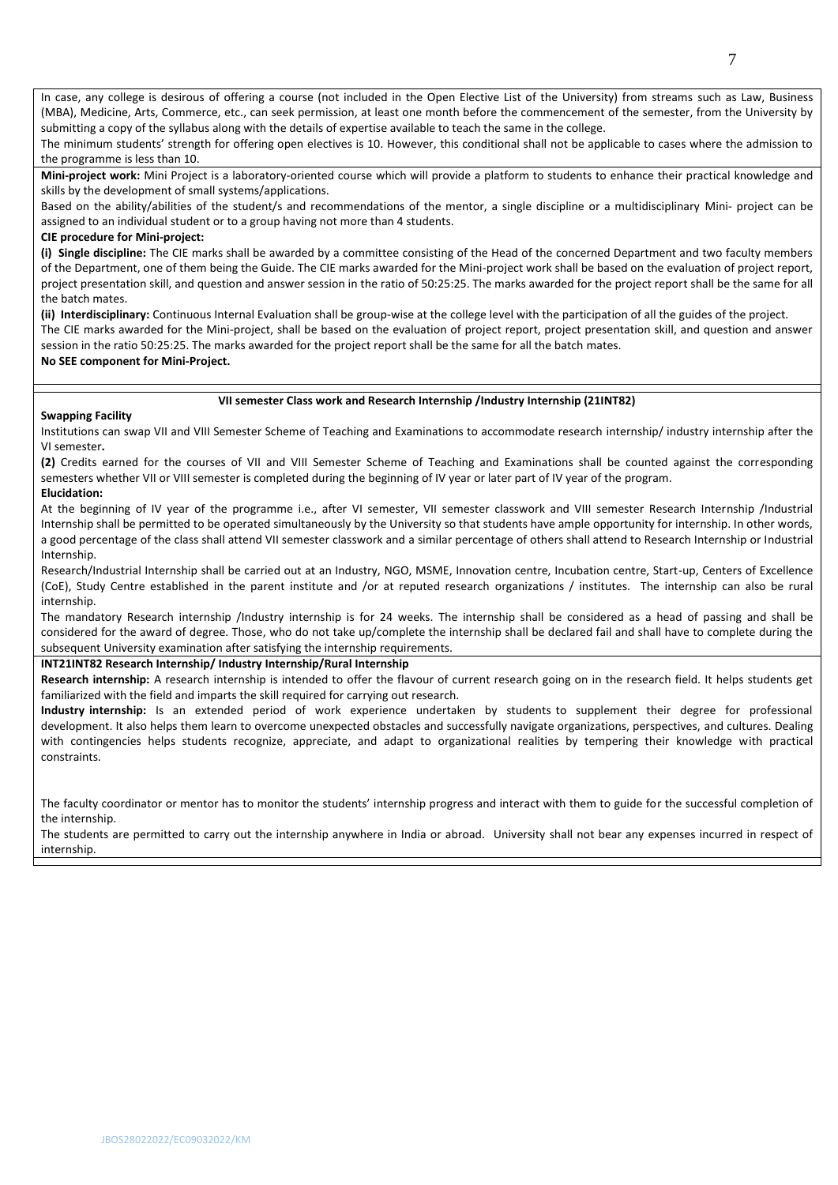In case, any college is desirous of offering a course (not included in the Open Elective List of the University) from streams such as Law, Business (MBA), Medicine, Arts, Commerce, etc., can seek permission, at least one month before the commencement of the semester, from the University by submitting a copy of the syllabus along with the details of expertise available to teach the same in the college.

The minimum students' strength for offering open electives is 10. However, this conditional shall not be applicable to cases where the admission to the programme is less than 10.

**Mini-project work:** Mini Project is a laboratory-oriented course which will provide a platform to students to enhance their practical knowledge and skills by the development of small systems/applications.

Based on the ability/abilities of the student/s and recommendations of the mentor, a single discipline or a multidisciplinary Mini- project can be assigned to an individual student or to a group having not more than 4 students.

**CIE procedure for Mini-project:**

**(i) Single discipline:** The CIE marks shall be awarded by a committee consisting of the Head of the concerned Department and two faculty members of the Department, one of them being the Guide. The CIE marks awarded for the Mini-project work shall be based on the evaluation of project report, project presentation skill, and question and answer session in the ratio of 50:25:25. The marks awarded for the project report shall be the same for all the batch mates.

**(ii) Interdisciplinary:** Continuous Internal Evaluation shall be group-wise at the college level with the participation of all the guides of the project.

The CIE marks awarded for the Mini-project, shall be based on the evaluation of project report, project presentation skill, and question and answer session in the ratio 50:25:25. The marks awarded for the project report shall be the same for all the batch mates.

**No SEE component for Mini-Project.**

**VII semester Class work and Research Internship /Industry Internship (21INT82)**

**Swapping Facility**

Institutions can swap VII and VIII Semester Scheme of Teaching and Examinations to accommodate research internship/ industry internship after the VI semester**.**

**(2)** Credits earned for the courses of VII and VIII Semester Scheme of Teaching and Examinations shall be counted against the corresponding semesters whether VII or VIII semester is completed during the beginning of IV year or later part of IV year of the program.

**Elucidation:**

At the beginning of IV year of the programme i.e., after VI semester, VII semester classwork and VIII semester Research Internship /Industrial Internship shall be permitted to be operated simultaneously by the University so that students have ample opportunity for internship. In other words, a good percentage of the class shall attend VII semester classwork and a similar percentage of others shall attend to Research Internship or Industrial Internship.

Research/Industrial Internship shall be carried out at an Industry, NGO, MSME, Innovation centre, Incubation centre, Start-up, Centers of Excellence (CoE), Study Centre established in the parent institute and /or at reputed research organizations / institutes. The internship can also be rural internship.

The mandatory Research internship /Industry internship is for 24 weeks. The internship shall be considered as a head of passing and shall be considered for the award of degree. Those, who do not take up/complete the internship shall be declared fail and shall have to complete during the subsequent University examination after satisfying the internship requirements.

**INT21INT82 Research Internship/ Industry Internship/Rural Internship**

**Research internship:** A research internship is intended to offer the flavour of current research going on in the research field. It helps students get familiarized with the field and imparts the skill required for carrying out research.

**Industry internship:** Is an extended period of work experience undertaken by students to supplement their degree for professional development. It also helps them learn to overcome unexpected obstacles and successfully navigate organizations, perspectives, and cultures. Dealing with contingencies helps students recognize, appreciate, and adapt to organizational realities by tempering their knowledge with practical constraints.

The faculty coordinator or mentor has to monitor the students' internship progress and interact with them to guide for the successful completion of the internship.

The students are permitted to carry out the internship anywhere in India or abroad. University shall not bear any expenses incurred in respect of internship.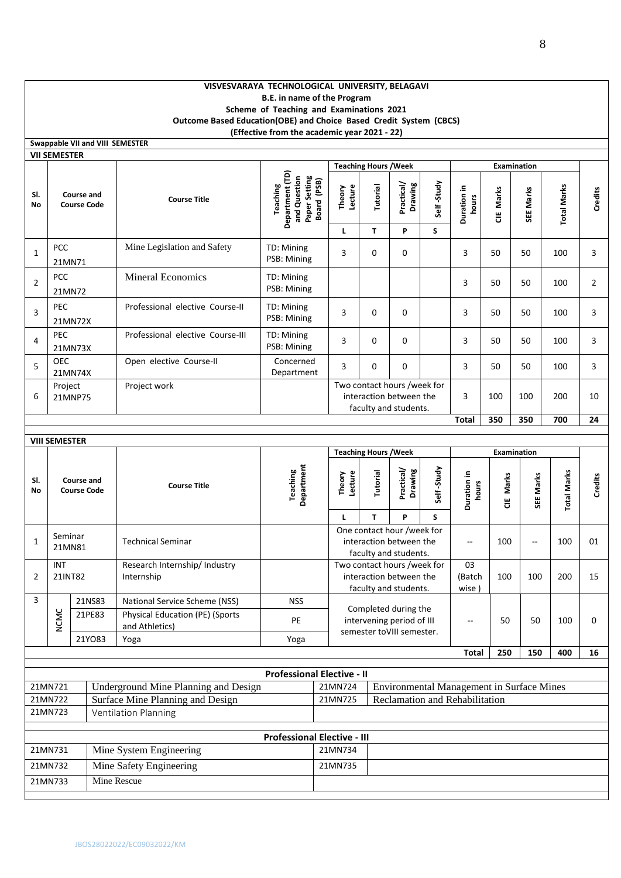**VISVESVARAYA TECHNOLOGICAL UNIVERSITY, BELAGAVI**
**B.E. in name of the Program**
**Scheme of Teaching and Examinations 2021**
**Outcome Based Education(OBE) and Choice Based Credit System (CBCS)**
**(Effective from the academic year 2021 - 22)**

**Swappable VII and VIII SEMESTER**

**VII SEMESTER**

| Sl. No | Course and Course Code | | Course Title | Teaching Department (TD) and Question Paper Setting Board (PSB) | Teaching Hours /Week | | | | Examination | | | | Credits |
|---|---|---|---|---|---|---|---|---|---|---|---|---|---|
| | | | | | Theory Lecture | Tutorial | Practical/ Drawing | Self -Study | Duration in hours | CIE Marks | SEE Marks | Total Marks | |
| | | | | | L | T | P | S | | | | | |
| 1 | PCC | 21MN71 | Mine Legislation and Safety | TD: Mining PSB: Mining | 3 | 0 | 0 | | 3 | 50 | 50 | 100 | 3 |
| 2 | PCC | 21MN72 | Mineral Economics | TD: Mining PSB: Mining | | | | | 3 | 50 | 50 | 100 | 2 |
| 3 | PEC | 21MN72X | Professional elective Course-II | TD: Mining PSB: Mining | 3 | 0 | 0 | | 3 | 50 | 50 | 100 | 3 |
| 4 | PEC | 21MN73X | Professional elective Course-III | TD: Mining PSB: Mining | 3 | 0 | 0 | | 3 | 50 | 50 | 100 | 3 |
| 5 | OEC | 21MN74X | Open elective Course-II | Concerned Department | 3 | 0 | 0 | | 3 | 50 | 50 | 100 | 3 |
| 6 | Project | 21MNP75 | Project work | | Two contact hours /week for interaction between the faculty and students. | | | | 3 | 100 | 100 | 200 | 10 |
| | | | | | | | | | **Total** | **350** | **350** | **700** | **24** |

**VIII SEMESTER**

| Sl. No | Course and Course Code | | Course Title | Teaching Department | Teaching Hours /Week | | | | Examination | | | | Credits |
|---|---|---|---|---|---|---|---|---|---|---|---|---|---|
| | | | | | Theory Lecture | Tutorial | Practical/ Drawing | Self -Study | Duration in hours | CIE Marks | SEE Marks | Total Marks | |
| | | | | | L | T | P | S | | | | | |
| 1 | Seminar | 21MN81 | Technical Seminar | | One contact hour /week for interaction between the faculty and students. | | | | -- | 100 | -- | 100 | 01 |
| 2 | INT | 21INT82 | Research Internship/ Industry Internship | | Two contact hours /week for interaction between the faculty and students. | | | | 03 (Batch wise ) | 100 | 100 | 200 | 15 |
| 3 | NCMC | 21NS83 | National Service Scheme (NSS) | NSS | Completed during the intervening period of III semester toVIII semester. | | | | -- | 50 | 50 | 100 | 0 |
| | NCMC | 21PE83 | Physical Education (PE) (Sports and Athletics) | PE | | | | | | | | | |
| | NCMC | 21YO83 | Yoga | Yoga | | | | | | | | | |
| | | | | | | | | | **Total** | **250** | **150** | **400** | **16** |

**Professional Elective - II**

| Code | Course Title | Code | Course Title |
|---|---|---|---|
| 21MN721 | Underground Mine Planning and Design | 21MN724 | Environmental Management in Surface Mines |
| 21MN722 | Surface Mine Planning and Design | 21MN725 | Reclamation and Rehabilitation |
| 21MN723 | Ventilation Planning | | |

**Professional Elective - III**

| Code | Course Title | Code | Course Title |
|---|---|---|---|
| 21MN731 | Mine System Engineering | 21MN734 | |
| 21MN732 | Mine Safety Engineering | 21MN735 | |
| 21MN733 | Mine Rescue | | |

JBOS28022022/EC09032022/KM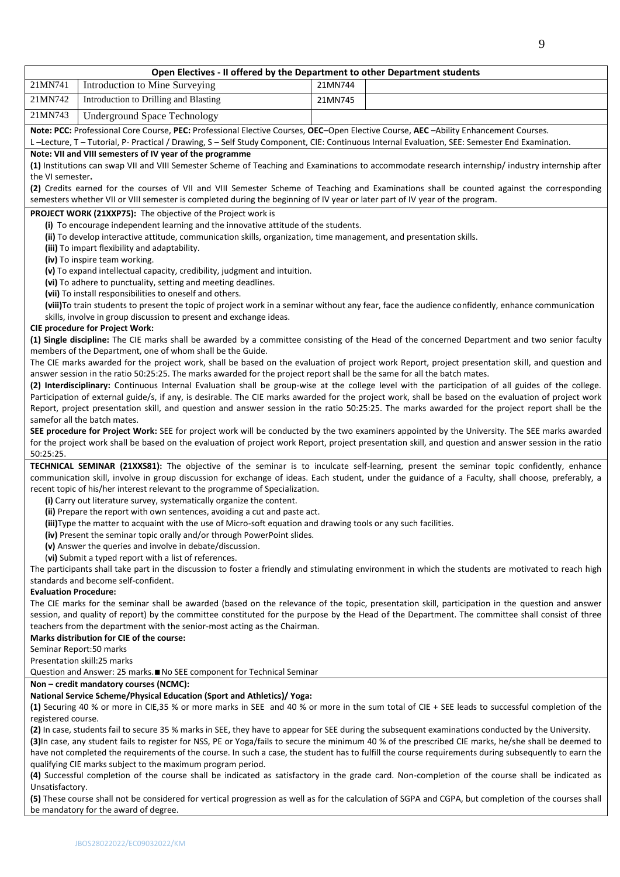| Open Electives - II offered by the Department to other Department students | | | |
|---|---|---|---|
| 21MN741 | Introduction to Mine Surveying | 21MN744 | |
| 21MN742 | Introduction to Drilling and Blasting | 21MN745 | |
| 21MN743 | Underground Space Technology | | |

**Note: PCC:** Professional Core Course, **PEC:** Professional Elective Courses, **OEC**–Open Elective Course, **AEC** –Ability Enhancement Courses.
L –Lecture, T – Tutorial, P- Practical / Drawing, S – Self Study Component, CIE: Continuous Internal Evaluation, SEE: Semester End Examination.

**Note: VII and VIII semesters of IV year of the programme**

**(1)** Institutions can swap VII and VIII Semester Scheme of Teaching and Examinations to accommodate research internship/ industry internship after the VI semester**.**

**(2)** Credits earned for the courses of VII and VIII Semester Scheme of Teaching and Examinations shall be counted against the corresponding semesters whether VII or VIII semester is completed during the beginning of IV year or later part of IV year of the program.

**PROJECT WORK (21XXP75):** The objective of the Project work is

- **(i)** To encourage independent learning and the innovative attitude of the students.
- **(ii)** To develop interactive attitude, communication skills, organization, time management, and presentation skills.
- **(iii)** To impart flexibility and adaptability.
- **(iv)** To inspire team working.
- **(v)** To expand intellectual capacity, credibility, judgment and intuition.
- **(vi)** To adhere to punctuality, setting and meeting deadlines.
- **(vii)** To install responsibilities to oneself and others.
- **(viii)**To train students to present the topic of project work in a seminar without any fear, face the audience confidently, enhance communication skills, involve in group discussion to present and exchange ideas.

**CIE procedure for Project Work:**

**(1) Single discipline:** The CIE marks shall be awarded by a committee consisting of the Head of the concerned Department and two senior faculty members of the Department, one of whom shall be the Guide.

The CIE marks awarded for the project work, shall be based on the evaluation of project work Report, project presentation skill, and question and answer session in the ratio 50:25:25. The marks awarded for the project report shall be the same for all the batch mates.

**(2) Interdisciplinary:** Continuous Internal Evaluation shall be group-wise at the college level with the participation of all guides of the college. Participation of external guide/s, if any, is desirable. The CIE marks awarded for the project work, shall be based on the evaluation of project work Report, project presentation skill, and question and answer session in the ratio 50:25:25. The marks awarded for the project report shall be the samefor all the batch mates.

**SEE procedure for Project Work:** SEE for project work will be conducted by the two examiners appointed by the University. The SEE marks awarded for the project work shall be based on the evaluation of project work Report, project presentation skill, and question and answer session in the ratio 50:25:25.

**TECHNICAL SEMINAR (21XXS81):** The objective of the seminar is to inculcate self-learning, present the seminar topic confidently, enhance communication skill, involve in group discussion for exchange of ideas. Each student, under the guidance of a Faculty, shall choose, preferably, a recent topic of his/her interest relevant to the programme of Specialization.

- **(i)** Carry out literature survey, systematically organize the content.
- **(ii)** Prepare the report with own sentences, avoiding a cut and paste act.
- **(iii)**Type the matter to acquaint with the use of Micro-soft equation and drawing tools or any such facilities.
- **(iv)** Present the seminar topic orally and/or through PowerPoint slides.
- **(v)** Answer the queries and involve in debate/discussion.
- (**vi)** Submit a typed report with a list of references.

The participants shall take part in the discussion to foster a friendly and stimulating environment in which the students are motivated to reach high standards and become self-confident.

**Evaluation Procedure:**

The CIE marks for the seminar shall be awarded (based on the relevance of the topic, presentation skill, participation in the question and answer session, and quality of report) by the committee constituted for the purpose by the Head of the Department. The committee shall consist of three teachers from the department with the senior-most acting as the Chairman.

**Marks distribution for CIE of the course:**

Seminar Report:50 marks

Presentation skill:25 marks

Question and Answer: 25 marks.■No SEE component for Technical Seminar

**Non – credit mandatory courses (NCMC):**

**National Service Scheme/Physical Education (Sport and Athletics)/ Yoga:**

**(1)** Securing 40 % or more in CIE,35 % or more marks in SEE and 40 % or more in the sum total of CIE + SEE leads to successful completion of the registered course.

**(2)** In case, students fail to secure 35 % marks in SEE, they have to appear for SEE during the subsequent examinations conducted by the University.

**(3)**In case, any student fails to register for NSS, PE or Yoga/fails to secure the minimum 40 % of the prescribed CIE marks, he/she shall be deemed to have not completed the requirements of the course. In such a case, the student has to fulfill the course requirements during subsequently to earn the qualifying CIE marks subject to the maximum program period.

**(4)** Successful completion of the course shall be indicated as satisfactory in the grade card. Non-completion of the course shall be indicated as Unsatisfactory.

**(5)** These course shall not be considered for vertical progression as well as for the calculation of SGPA and CGPA, but completion of the courses shall be mandatory for the award of degree.

JBOS28022022/EC09032022/KM